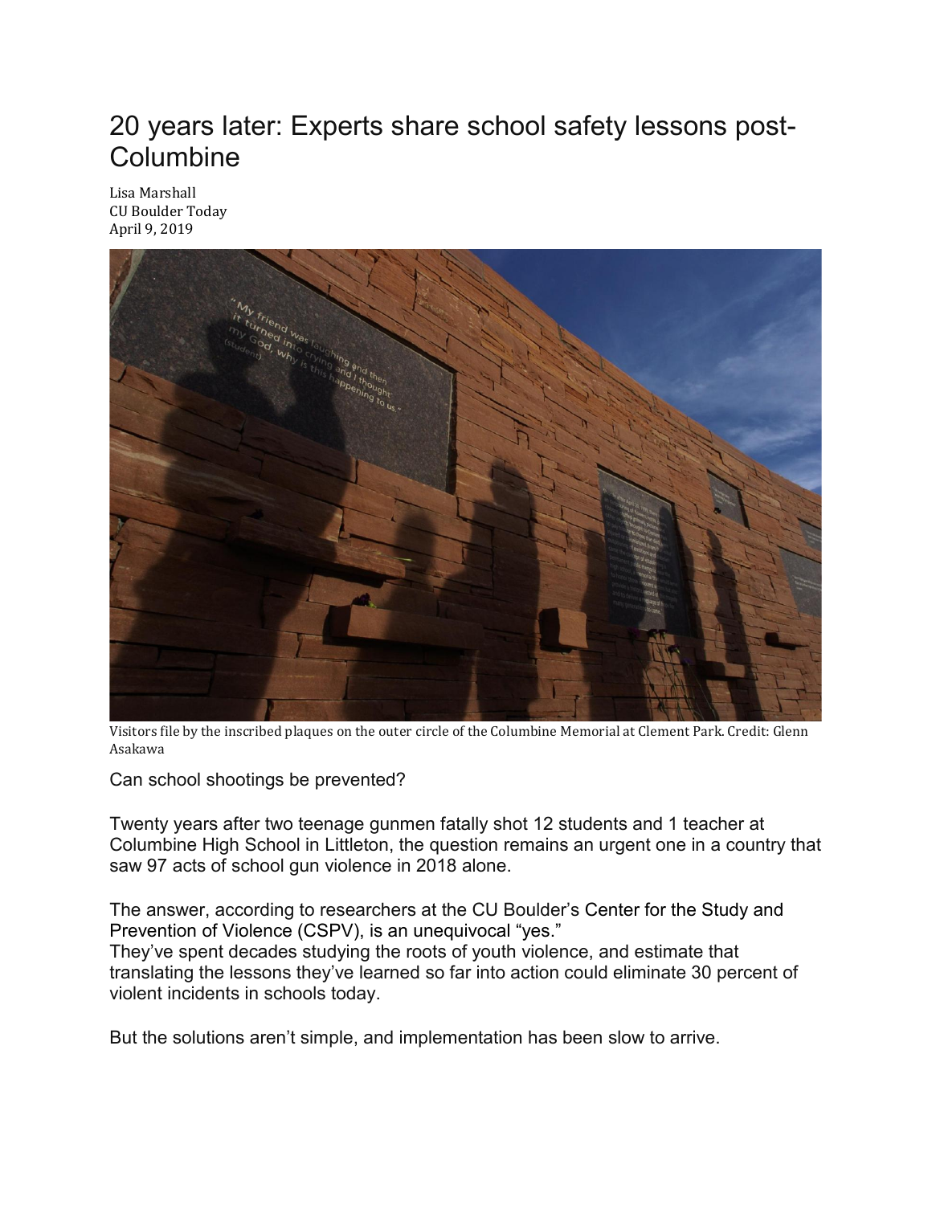# 20 years later: Experts share school safety lessons post-Columbine

Lisa Marshall
CU Boulder Today
April 9, 2019

Visitors file by the inscribed plaques on the outer circle of the Columbine Memorial at Clement Park. Credit: Glenn Asakawa

Can school shootings be prevented?

Twenty years after two teenage gunmen fatally shot 12 students and 1 teacher at Columbine High School in Littleton, the question remains an urgent one in a country that saw 97 acts of school gun violence in 2018 alone.

The answer, according to researchers at the CU Boulder's Center for the Study and Prevention of Violence (CSPV), is an unequivocal "yes."
They've spent decades studying the roots of youth violence, and estimate that translating the lessons they've learned so far into action could eliminate 30 percent of violent incidents in schools today.

But the solutions aren't simple, and implementation has been slow to arrive.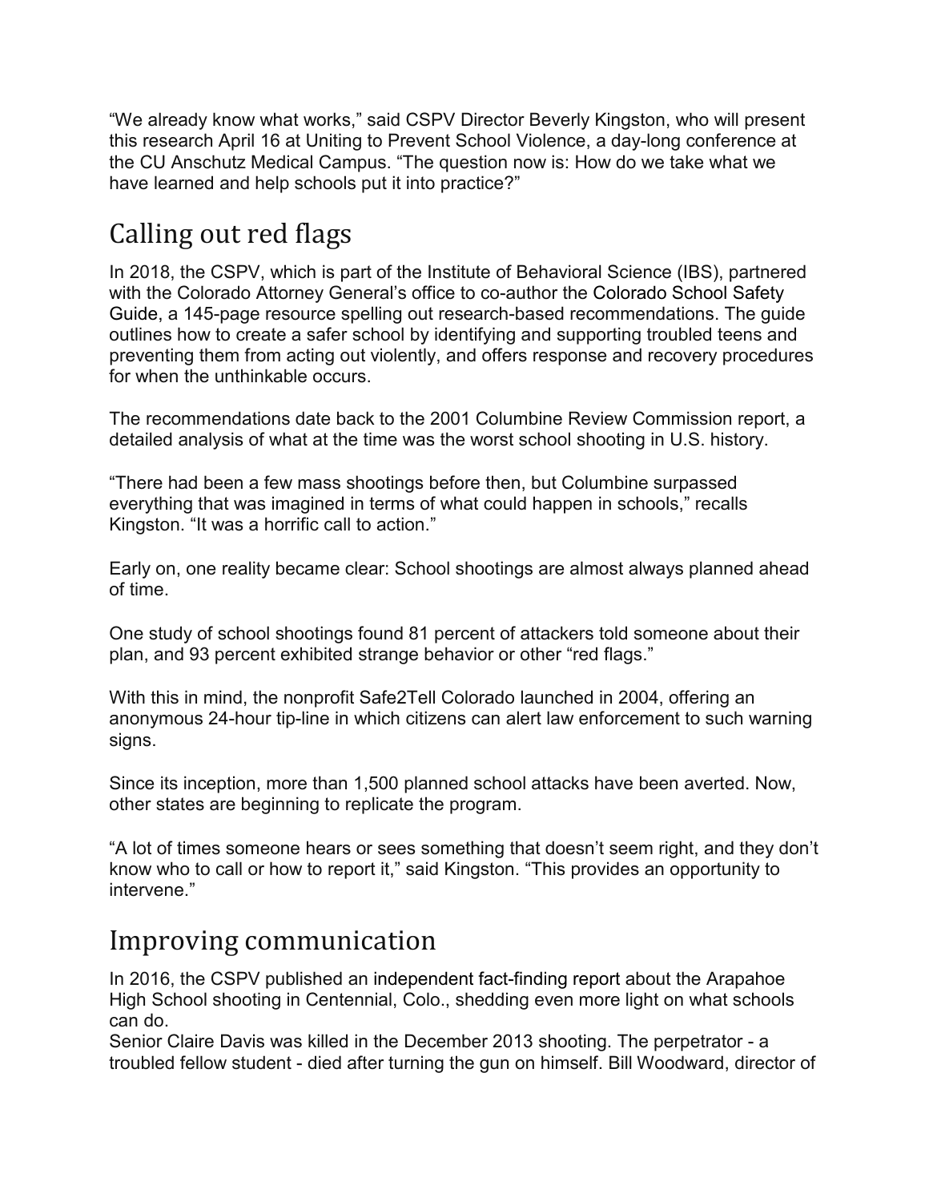"We already know what works," said CSPV Director Beverly Kingston, who will present this research April 16 at Uniting to Prevent School Violence, a day-long conference at the CU Anschutz Medical Campus. "The question now is: How do we take what we have learned and help schools put it into practice?"

## Calling out red flags

In 2018, the CSPV, which is part of the Institute of Behavioral Science (IBS), partnered with the Colorado Attorney General's office to co-author the Colorado School Safety Guide, a 145-page resource spelling out research-based recommendations. The guide outlines how to create a safer school by identifying and supporting troubled teens and preventing them from acting out violently, and offers response and recovery procedures for when the unthinkable occurs.

The recommendations date back to the 2001 Columbine Review Commission report, a detailed analysis of what at the time was the worst school shooting in U.S. history.

"There had been a few mass shootings before then, but Columbine surpassed everything that was imagined in terms of what could happen in schools," recalls Kingston. "It was a horrific call to action."

Early on, one reality became clear: School shootings are almost always planned ahead of time.

One study of school shootings found 81 percent of attackers told someone about their plan, and 93 percent exhibited strange behavior or other "red flags."

With this in mind, the nonprofit Safe2Tell Colorado launched in 2004, offering an anonymous 24-hour tip-line in which citizens can alert law enforcement to such warning signs.

Since its inception, more than 1,500 planned school attacks have been averted. Now, other states are beginning to replicate the program.

"A lot of times someone hears or sees something that doesn't seem right, and they don't know who to call or how to report it," said Kingston. "This provides an opportunity to intervene."

## Improving communication

In 2016, the CSPV published an independent fact-finding report about the Arapahoe High School shooting in Centennial, Colo., shedding even more light on what schools can do.
Senior Claire Davis was killed in the December 2013 shooting. The perpetrator - a troubled fellow student - died after turning the gun on himself. Bill Woodward, director of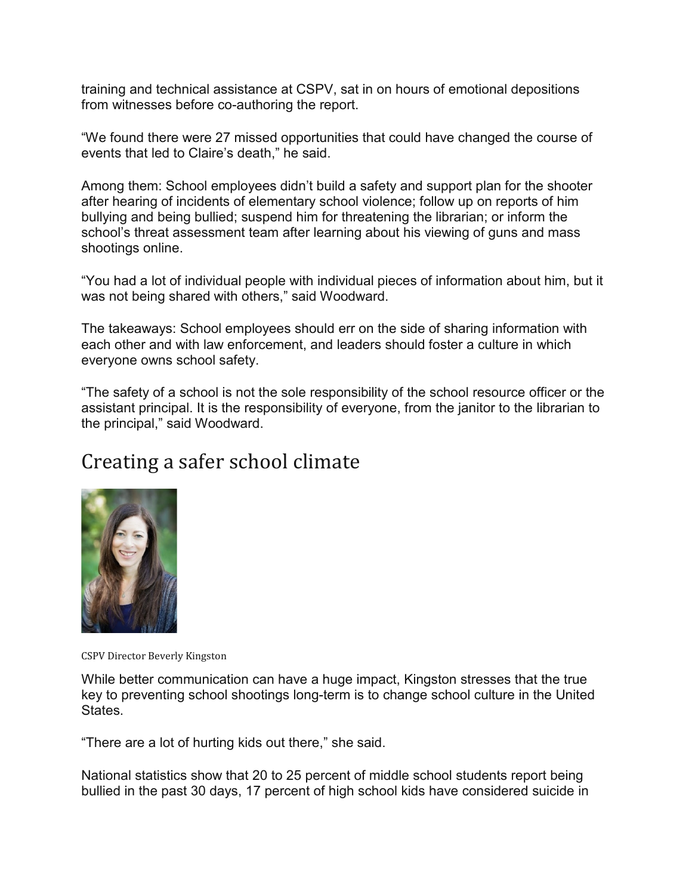training and technical assistance at CSPV, sat in on hours of emotional depositions from witnesses before co-authoring the report.

"We found there were 27 missed opportunities that could have changed the course of events that led to Claire's death," he said.

Among them: School employees didn't build a safety and support plan for the shooter after hearing of incidents of elementary school violence; follow up on reports of him bullying and being bullied; suspend him for threatening the librarian; or inform the school's threat assessment team after learning about his viewing of guns and mass shootings online.

"You had a lot of individual people with individual pieces of information about him, but it was not being shared with others," said Woodward.

The takeaways: School employees should err on the side of sharing information with each other and with law enforcement, and leaders should foster a culture in which everyone owns school safety.

"The safety of a school is not the sole responsibility of the school resource officer or the assistant principal. It is the responsibility of everyone, from the janitor to the librarian to the principal," said Woodward.

## Creating a safer school climate

CSPV Director Beverly Kingston

While better communication can have a huge impact, Kingston stresses that the true key to preventing school shootings long-term is to change school culture in the United States.

"There are a lot of hurting kids out there," she said.

National statistics show that 20 to 25 percent of middle school students report being bullied in the past 30 days, 17 percent of high school kids have considered suicide in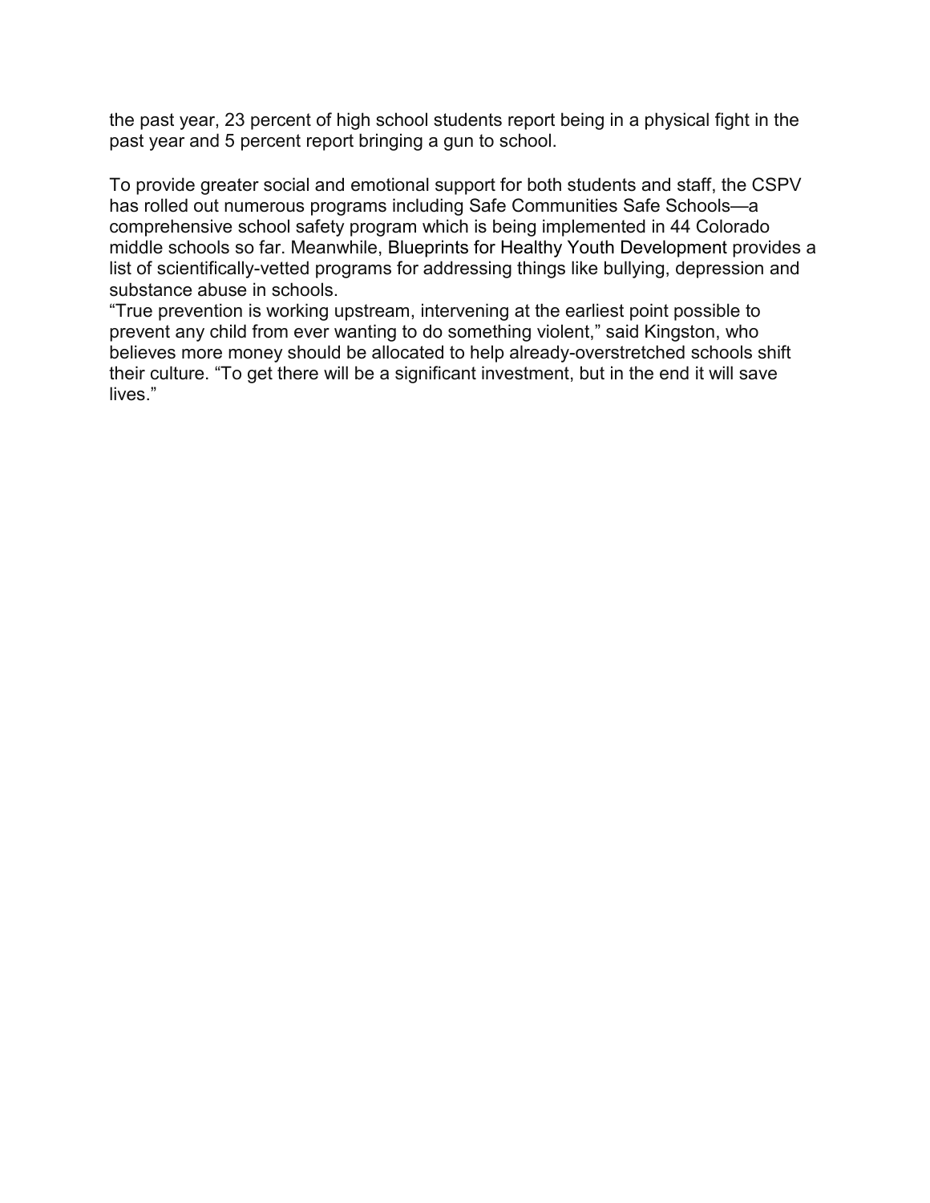the past year, 23 percent of high school students report being in a physical fight in the past year and 5 percent report bringing a gun to school.

To provide greater social and emotional support for both students and staff, the CSPV has rolled out numerous programs including Safe Communities Safe Schools—a comprehensive school safety program which is being implemented in 44 Colorado middle schools so far. Meanwhile, Blueprints for Healthy Youth Development provides a list of scientifically-vetted programs for addressing things like bullying, depression and substance abuse in schools.

“True prevention is working upstream, intervening at the earliest point possible to prevent any child from ever wanting to do something violent,” said Kingston, who believes more money should be allocated to help already-overstretched schools shift their culture. “To get there will be a significant investment, but in the end it will save lives.”